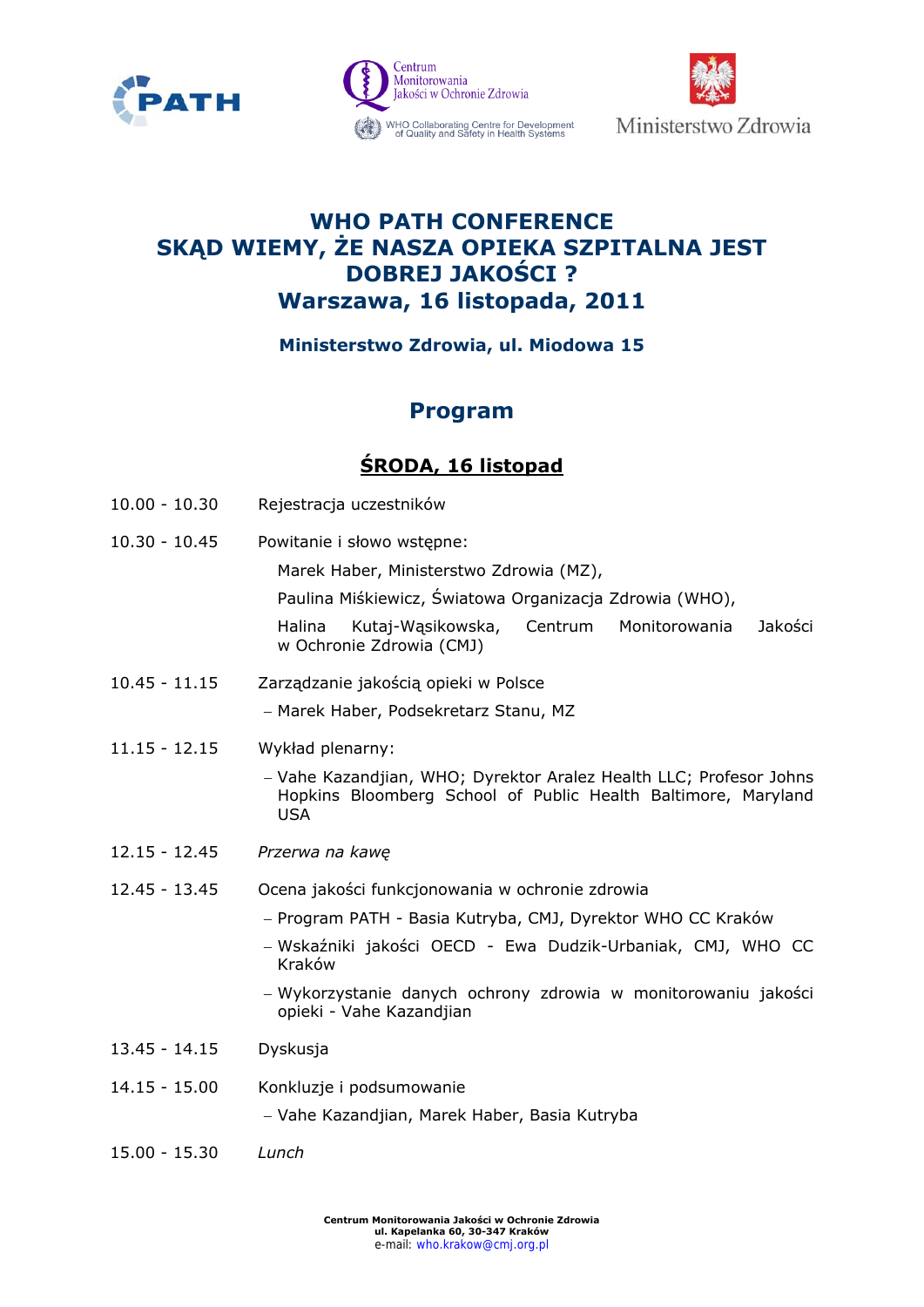Centrum Monitorowania Jakości w Ochronie Zdrowia

WHO Collaborating Centre for Development of Quality and Safety in Health Systems

Ministerstwo Zdrowia

# WHO PATH CONFERENCE
# SKĄD WIEMY, ŻE NASZA OPIEKA SZPITALNA JEST DOBREJ JAKOŚCI ?
# Warszawa, 16 listopada, 2011

**Ministerstwo Zdrowia, ul. Miodowa 15**

## Program

### ŚRODA, 16 listopad

| | |
|---|---|
| 10.00 - 10.30 | Rejestracja uczestników |
| 10.30 - 10.45 | Powitanie i słowo wstępne:<br>Marek Haber, Ministerstwo Zdrowia (MZ),<br>Paulina Miśkiewicz, Światowa Organizacja Zdrowia (WHO),<br>Halina Kutaj-Wąsikowska, Centrum Monitorowania Jakości w Ochronie Zdrowia (CMJ) |
| 10.45 - 11.15 | Zarządzanie jakością opieki w Polsce<br>– Marek Haber, Podsekretarz Stanu, MZ |
| 11.15 - 12.15 | Wykład plenarny:<br>– Vahe Kazandjian, WHO; Dyrektor Aralez Health LLC; Profesor Johns Hopkins Bloomberg School of Public Health Baltimore, Maryland USA |
| 12.15 - 12.45 | *Przerwa na kawę* |
| 12.45 - 13.45 | Ocena jakości funkcjonowania w ochronie zdrowia<br>– Program PATH - Basia Kutryba, CMJ, Dyrektor WHO CC Kraków<br>– Wskaźniki jakości OECD - Ewa Dudzik-Urbaniak, CMJ, WHO CC Kraków<br>– Wykorzystanie danych ochrony zdrowia w monitorowaniu jakości opieki - Vahe Kazandjian |
| 13.45 - 14.15 | Dyskusja |
| 14.15 - 15.00 | Konkluzje i podsumowanie<br>– Vahe Kazandjian, Marek Haber, Basia Kutryba |
| 15.00 - 15.30 | *Lunch* |

**Centrum Monitorowania Jakości w Ochronie Zdrowia**
**ul. Kapelanka 60, 30-347 Kraków**
e-mail: who.krakow@cmj.org.pl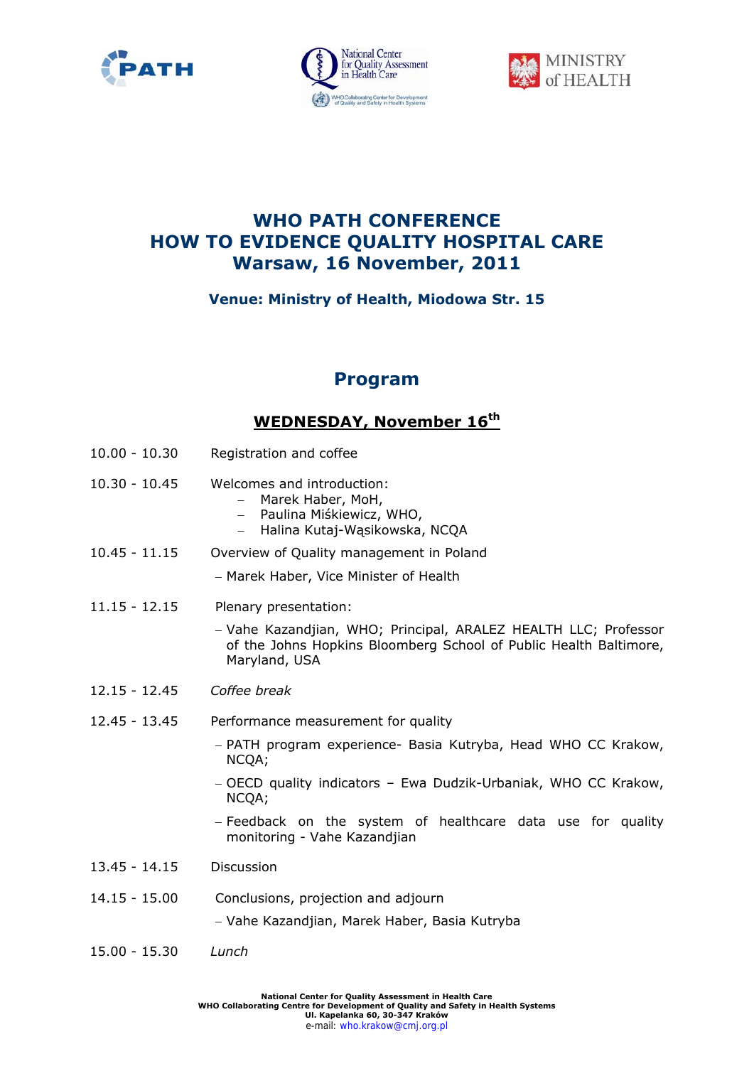# WHO PATH CONFERENCE
# HOW TO EVIDENCE QUALITY HOSPITAL CARE
# Warsaw, 16 November, 2011

**Venue: Ministry of Health, Miodowa Str. 15**

## Program

### WEDNESDAY, November 16th

10.00 - 10.30 Registration and coffee

10.30 - 10.45 Welcomes and introduction:
- Marek Haber, MoH,
- Paulina Miśkiewicz, WHO,
- Halina Kutaj-Wąsikowska, NCQA

10.45 - 11.15 Overview of Quality management in Poland
- Marek Haber, Vice Minister of Health

11.15 - 12.15 Plenary presentation:
- Vahe Kazandjian, WHO; Principal, ARALEZ HEALTH LLC; Professor of the Johns Hopkins Bloomberg School of Public Health Baltimore, Maryland, USA

12.15 - 12.45 *Coffee break*

12.45 - 13.45 Performance measurement for quality
- PATH program experience- Basia Kutryba, Head WHO CC Krakow, NCQA;
- OECD quality indicators – Ewa Dudzik-Urbaniak, WHO CC Krakow, NCQA;
- Feedback on the system of healthcare data use for quality monitoring - Vahe Kazandjian

13.45 - 14.15 Discussion

14.15 - 15.00 Conclusions, projection and adjourn
- Vahe Kazandjian, Marek Haber, Basia Kutryba

15.00 - 15.30 *Lunch*

**National Center for Quality Assessment in Health Care**
**WHO Collaborating Centre for Development of Quality and Safety in Health Systems**
**Ul. Kapelanka 60, 30-347 Kraków**
e-mail: who.krakow@cmj.org.pl